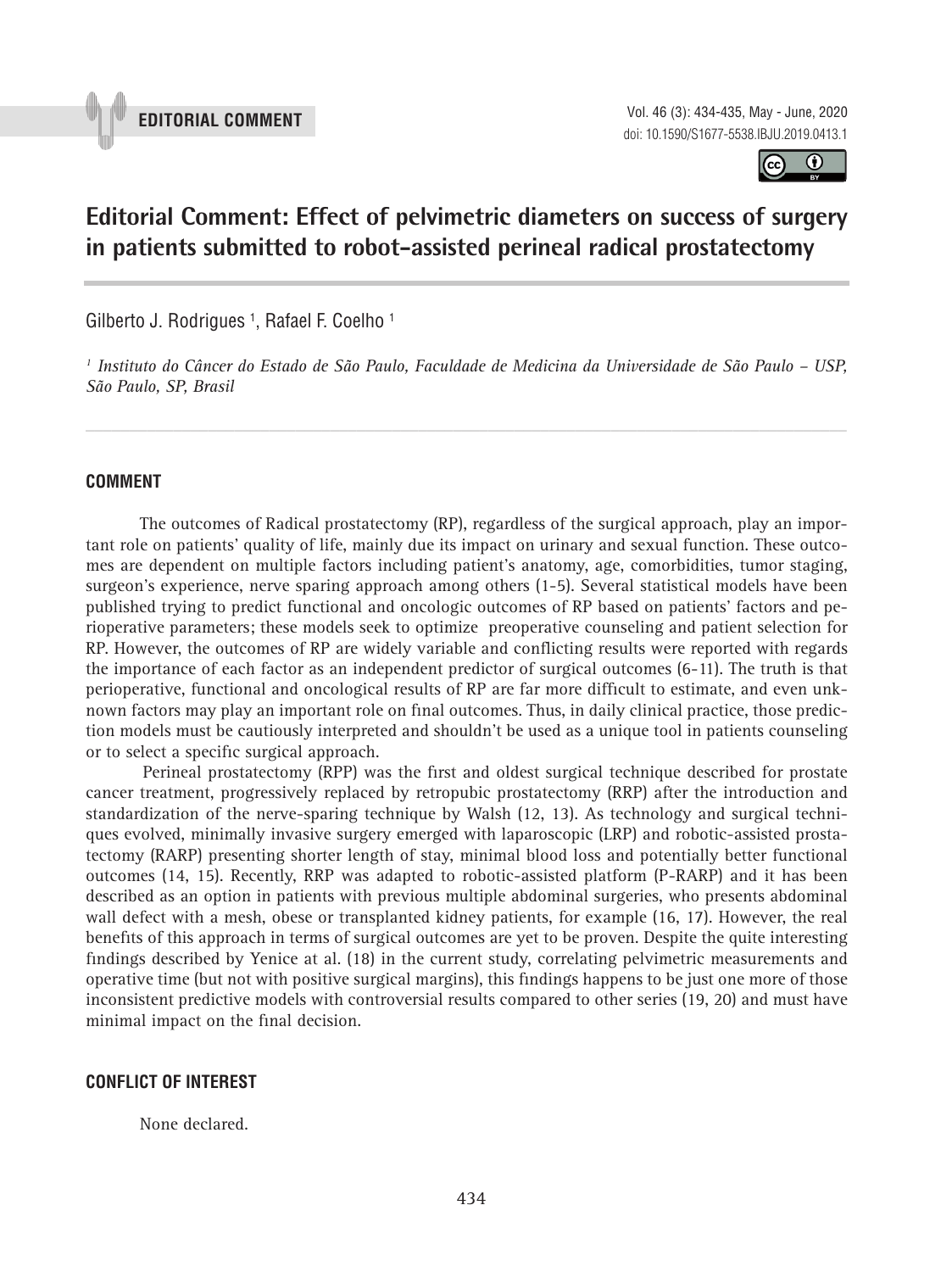**EDITORIAL COMMENT**

# Editorial Comment: Effect of pelvimetric diameters on success of surgery in patients submitted to robot-assisted perineal radical prostatectomy

Gilberto J. Rodrigues [1], Rafael F. Coelho [1]

*[1] Instituto do Câncer do Estado de São Paulo, Faculdade de Medicina da Universidade de São Paulo – USP, São Paulo, SP, Brasil*

## COMMENT

The outcomes of Radical prostatectomy (RP), regardless of the surgical approach, play an important role on patients' quality of life, mainly due its impact on urinary and sexual function. These outcomes are dependent on multiple factors including patient's anatomy, age, comorbidities, tumor staging, surgeon's experience, nerve sparing approach among others (1-5). Several statistical models have been published trying to predict functional and oncologic outcomes of RP based on patients' factors and perioperative parameters; these models seek to optimize preoperative counseling and patient selection for RP. However, the outcomes of RP are widely variable and conflicting results were reported with regards the importance of each factor as an independent predictor of surgical outcomes (6-11). The truth is that perioperative, functional and oncological results of RP are far more difficult to estimate, and even unknown factors may play an important role on final outcomes. Thus, in daily clinical practice, those prediction models must be cautiously interpreted and shouldn't be used as a unique tool in patients counseling or to select a specific surgical approach.

Perineal prostatectomy (RPP) was the first and oldest surgical technique described for prostate cancer treatment, progressively replaced by retropubic prostatectomy (RRP) after the introduction and standardization of the nerve-sparing technique by Walsh (12, 13). As technology and surgical techniques evolved, minimally invasive surgery emerged with laparoscopic (LRP) and robotic-assisted prostatectomy (RARP) presenting shorter length of stay, minimal blood loss and potentially better functional outcomes (14, 15). Recently, RRP was adapted to robotic-assisted platform (P-RARP) and it has been described as an option in patients with previous multiple abdominal surgeries, who presents abdominal wall defect with a mesh, obese or transplanted kidney patients, for example (16, 17). However, the real benefits of this approach in terms of surgical outcomes are yet to be proven. Despite the quite interesting findings described by Yenice at al. (18) in the current study, correlating pelvimetric measurements and operative time (but not with positive surgical margins), this findings happens to be just one more of those inconsistent predictive models with controversial results compared to other series (19, 20) and must have minimal impact on the final decision.

## CONFLICT OF INTEREST

None declared.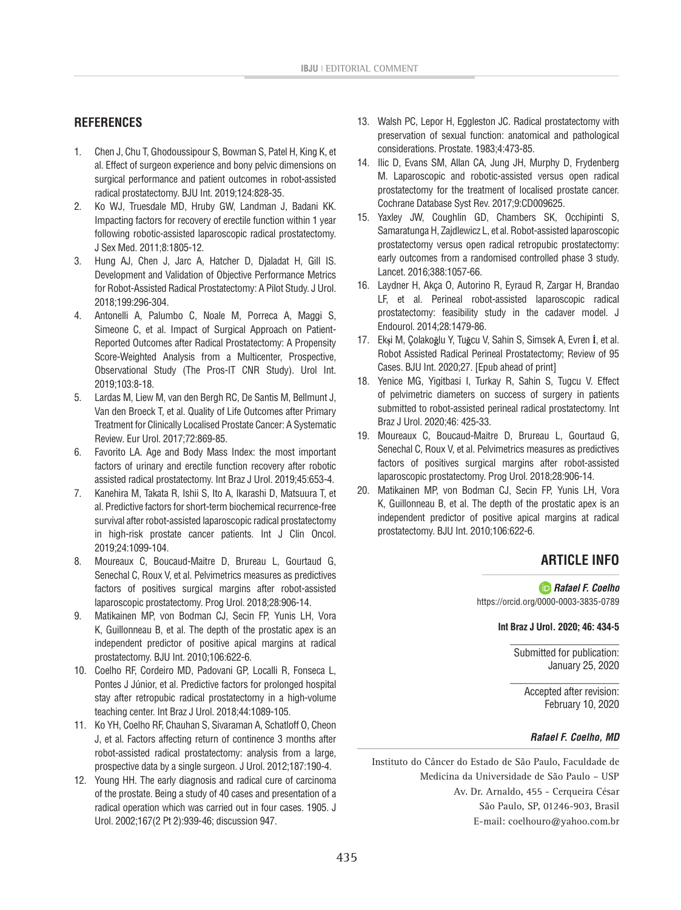## REFERENCES

1. Chen J, Chu T, Ghodoussipour S, Bowman S, Patel H, King K, et al. Effect of surgeon experience and bony pelvic dimensions on surgical performance and patient outcomes in robot-assisted radical prostatectomy. BJU Int. 2019;124:828-35.
2. Ko WJ, Truesdale MD, Hruby GW, Landman J, Badani KK. Impacting factors for recovery of erectile function within 1 year following robotic-assisted laparoscopic radical prostatectomy. J Sex Med. 2011;8:1805-12.
3. Hung AJ, Chen J, Jarc A, Hatcher D, Djaladat H, Gill IS. Development and Validation of Objective Performance Metrics for Robot-Assisted Radical Prostatectomy: A Pilot Study. J Urol. 2018;199:296-304.
4. Antonelli A, Palumbo C, Noale M, Porreca A, Maggi S, Simeone C, et al. Impact of Surgical Approach on Patient-Reported Outcomes after Radical Prostatectomy: A Propensity Score-Weighted Analysis from a Multicenter, Prospective, Observational Study (The Pros-IT CNR Study). Urol Int. 2019;103:8-18.
5. Lardas M, Liew M, van den Bergh RC, De Santis M, Bellmunt J, Van den Broeck T, et al. Quality of Life Outcomes after Primary Treatment for Clinically Localised Prostate Cancer: A Systematic Review. Eur Urol. 2017;72:869-85.
6. Favorito LA. Age and Body Mass Index: the most important factors of urinary and erectile function recovery after robotic assisted radical prostatectomy. Int Braz J Urol. 2019;45:653-4.
7. Kanehira M, Takata R, Ishii S, Ito A, Ikarashi D, Matsuura T, et al. Predictive factors for short-term biochemical recurrence-free survival after robot-assisted laparoscopic radical prostatectomy in high-risk prostate cancer patients. Int J Clin Oncol. 2019;24:1099-104.
8. Moureaux C, Boucaud-Maitre D, Brureau L, Gourtaud G, Senechal C, Roux V, et al. Pelvimetrics measures as predictives factors of positives surgical margins after robot-assisted laparoscopic prostatectomy. Prog Urol. 2018;28:906-14.
9. Matikainen MP, von Bodman CJ, Secin FP, Yunis LH, Vora K, Guillonneau B, et al. The depth of the prostatic apex is an independent predictor of positive apical margins at radical prostatectomy. BJU Int. 2010;106:622-6.
10. Coelho RF, Cordeiro MD, Padovani GP, Localli R, Fonseca L, Pontes J Júnior, et al. Predictive factors for prolonged hospital stay after retropubic radical prostatectomy in a high-volume teaching center. Int Braz J Urol. 2018;44:1089-105.
11. Ko YH, Coelho RF, Chauhan S, Sivaraman A, Schatloff O, Cheon J, et al. Factors affecting return of continence 3 months after robot-assisted radical prostatectomy: analysis from a large, prospective data by a single surgeon. J Urol. 2012;187:190-4.
12. Young HH. The early diagnosis and radical cure of carcinoma of the prostate. Being a study of 40 cases and presentation of a radical operation which was carried out in four cases. 1905. J Urol. 2002;167(2 Pt 2):939-46; discussion 947.
13. Walsh PC, Lepor H, Eggleston JC. Radical prostatectomy with preservation of sexual function: anatomical and pathological considerations. Prostate. 1983;4:473-85.
14. Ilic D, Evans SM, Allan CA, Jung JH, Murphy D, Frydenberg M. Laparoscopic and robotic-assisted versus open radical prostatectomy for the treatment of localised prostate cancer. Cochrane Database Syst Rev. 2017;9:CD009625.
15. Yaxley JW, Coughlin GD, Chambers SK, Occhipinti S, Samaratunga H, Zajdlewicz L, et al. Robot-assisted laparoscopic prostatectomy versus open radical retropubic prostatectomy: early outcomes from a randomised controlled phase 3 study. Lancet. 2016;388:1057-66.
16. Laydner H, Akça O, Autorino R, Eyraud R, Zargar H, Brandao LF, et al. Perineal robot-assisted laparoscopic radical prostatectomy: feasibility study in the cadaver model. J Endourol. 2014;28:1479-86.
17. Ekşi M, Çolakoğlu Y, Tuğcu V, Sahin S, Simsek A, Evren İ, et al. Robot Assisted Radical Perineal Prostatectomy; Review of 95 Cases. BJU Int. 2020;27. [Epub ahead of print]
18. Yenice MG, Yigitbasi I, Turkay R, Sahin S, Tugcu V. Effect of pelvimetric diameters on success of surgery in patients submitted to robot-assisted perineal radical prostatectomy. Int Braz J Urol. 2020;46: 425-33.
19. Moureaux C, Boucaud-Maitre D, Brureau L, Gourtaud G, Senechal C, Roux V, et al. Pelvimetrics measures as predictives factors of positives surgical margins after robot-assisted laparoscopic prostatectomy. Prog Urol. 2018;28:906-14.
20. Matikainen MP, von Bodman CJ, Secin FP, Yunis LH, Vora K, Guillonneau B, et al. The depth of the prostatic apex is an independent predictor of positive apical margins at radical prostatectomy. BJU Int. 2010;106:622-6.

## ARTICLE INFO

***Rafael F. Coelho***
https://orcid.org/0000-0003-3835-0789

**Int Braz J Urol. 2020; 46: 434-5**

Submitted for publication:
January 25, 2020

Accepted after revision:
February 10, 2020

***Rafael F. Coelho, MD***

Instituto do Câncer do Estado de São Paulo, Faculdade de Medicina da Universidade de São Paulo – USP
Av. Dr. Arnaldo, 455 - Cerqueira César
São Paulo, SP, 01246-903, Brasil
E-mail: coelhouro@yahoo.com.br